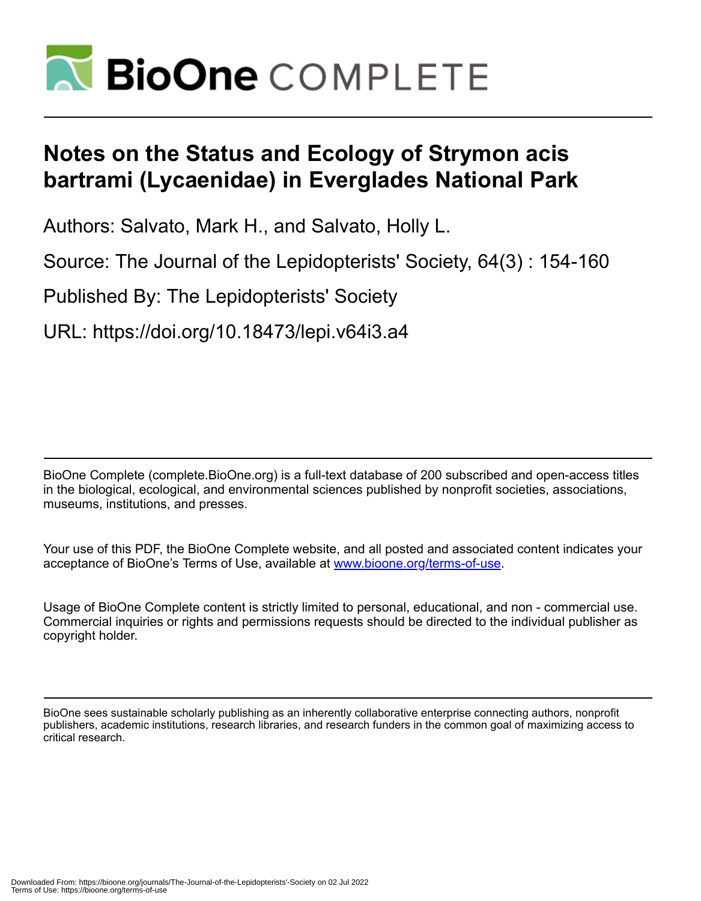# Notes on the Status and Ecology of Strymon acis bartrami (Lycaenidae) in Everglades National Park

Authors: Salvato, Mark H., and Salvato, Holly L.

Source: The Journal of the Lepidopterists' Society, 64(3) : 154-160

Published By: The Lepidopterists' Society

URL: https://doi.org/10.18473/lepi.v64i3.a4

BioOne Complete (complete.BioOne.org) is a full-text database of 200 subscribed and open-access titles in the biological, ecological, and environmental sciences published by nonprofit societies, associations, museums, institutions, and presses.

Your use of this PDF, the BioOne Complete website, and all posted and associated content indicates your acceptance of BioOne's Terms of Use, available at www.bioone.org/terms-of-use.

Usage of BioOne Complete content is strictly limited to personal, educational, and non - commercial use. Commercial inquiries or rights and permissions requests should be directed to the individual publisher as copyright holder.

BioOne sees sustainable scholarly publishing as an inherently collaborative enterprise connecting authors, nonprofit publishers, academic institutions, research libraries, and research funders in the common goal of maximizing access to critical research.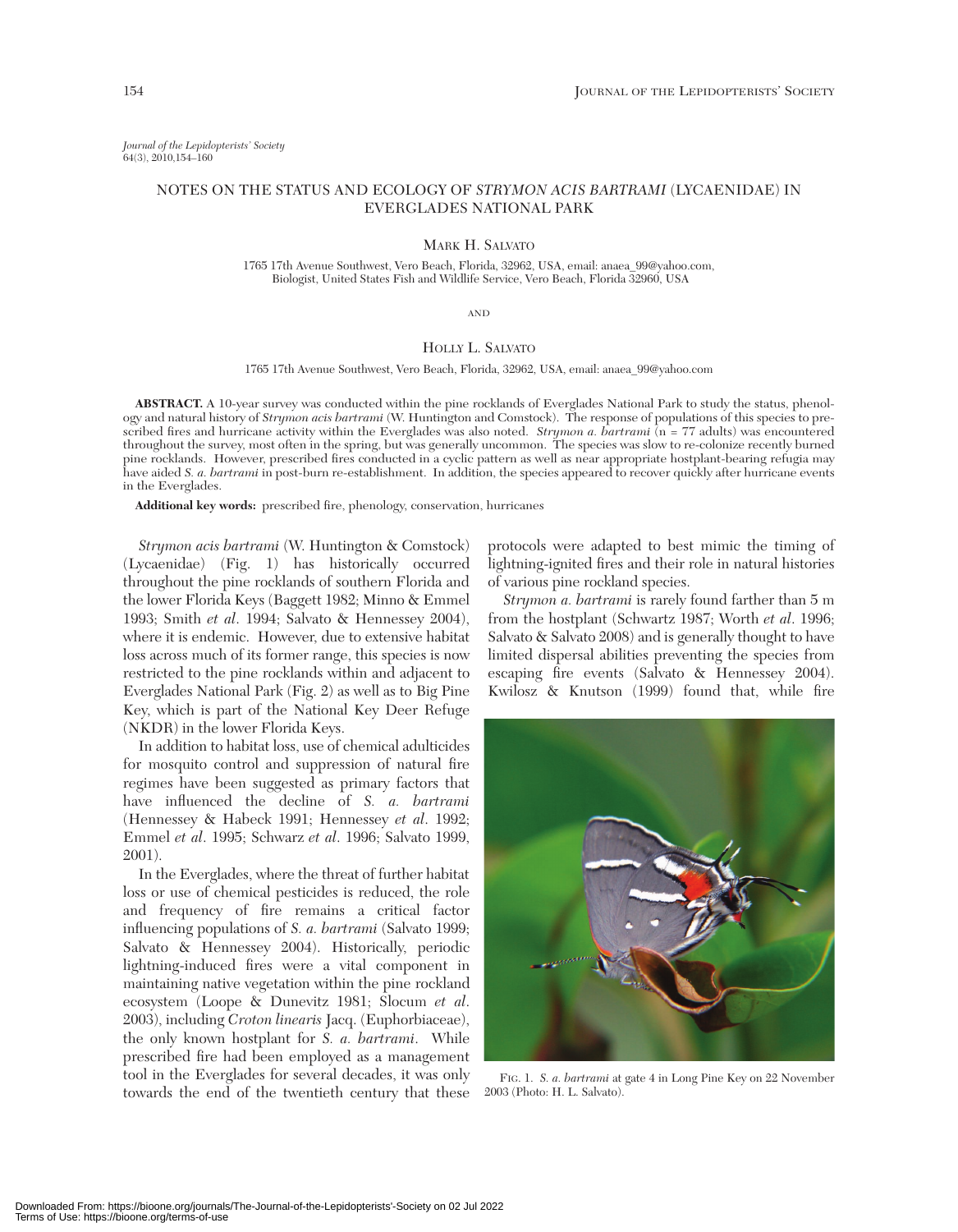*Journal of the Lepidopterists' Society*
64(3), 2010,154–160

# NOTES ON THE STATUS AND ECOLOGY OF *STRYMON ACIS BARTRAMI* (LYCAENIDAE) IN EVERGLADES NATIONAL PARK

MARK H. SALVATO

1765 17th Avenue Southwest, Vero Beach, Florida, 32962, USA, email: anaea_99@yahoo.com,
Biologist, United States Fish and Wildlife Service, Vero Beach, Florida 32960, USA

AND

HOLLY L. SALVATO

1765 17th Avenue Southwest, Vero Beach, Florida, 32962, USA, email: anaea_99@yahoo.com

**ABSTRACT.** A 10-year survey was conducted within the pine rocklands of Everglades National Park to study the status, phenology and natural history of *Strymon acis bartrami* (W. Huntington and Comstock). The response of populations of this species to prescribed fires and hurricane activity within the Everglades was also noted. *Strymon a. bartrami* (n = 77 adults) was encountered throughout the survey, most often in the spring, but was generally uncommon. The species was slow to re-colonize recently burned pine rocklands. However, prescribed fires conducted in a cyclic pattern as well as near appropriate hostplant-bearing refugia may have aided *S. a. bartrami* in post-burn re-establishment. In addition, the species appeared to recover quickly after hurricane events in the Everglades.

**Additional key words:** prescribed fire, phenology, conservation, hurricanes

*Strymon acis bartrami* (W. Huntington & Comstock) (Lycaenidae) (Fig. 1) has historically occurred throughout the pine rocklands of southern Florida and the lower Florida Keys (Baggett 1982; Minno & Emmel 1993; Smith *et al*. 1994; Salvato & Hennessey 2004), where it is endemic. However, due to extensive habitat loss across much of its former range, this species is now restricted to the pine rocklands within and adjacent to Everglades National Park (Fig. 2) as well as to Big Pine Key, which is part of the National Key Deer Refuge (NKDR) in the lower Florida Keys.

In addition to habitat loss, use of chemical adulticides for mosquito control and suppression of natural fire regimes have been suggested as primary factors that have influenced the decline of *S. a. bartrami* (Hennessey & Habeck 1991; Hennessey *et al*. 1992; Emmel *et al*. 1995; Schwarz *et al*. 1996; Salvato 1999, 2001).

In the Everglades, where the threat of further habitat loss or use of chemical pesticides is reduced, the role and frequency of fire remains a critical factor influencing populations of *S. a. bartrami* (Salvato 1999; Salvato & Hennessey 2004). Historically, periodic lightning-induced fires were a vital component in maintaining native vegetation within the pine rockland ecosystem (Loope & Dunevitz 1981; Slocum *et al*. 2003), including *Croton linearis* Jacq. (Euphorbiaceae), the only known hostplant for *S. a. bartrami*. While prescribed fire had been employed as a management tool in the Everglades for several decades, it was only towards the end of the twentieth century that these protocols were adapted to best mimic the timing of lightning-ignited fires and their role in natural histories of various pine rockland species.

*Strymon a. bartrami* is rarely found farther than 5 m from the hostplant (Schwartz 1987; Worth *et al*. 1996; Salvato & Salvato 2008) and is generally thought to have limited dispersal abilities preventing the species from escaping fire events (Salvato & Hennessey 2004). Kwilosz & Knutson (1999) found that, while fire

FIG. 1. *S. a. bartrami* at gate 4 in Long Pine Key on 22 November 2003 (Photo: H. L. Salvato).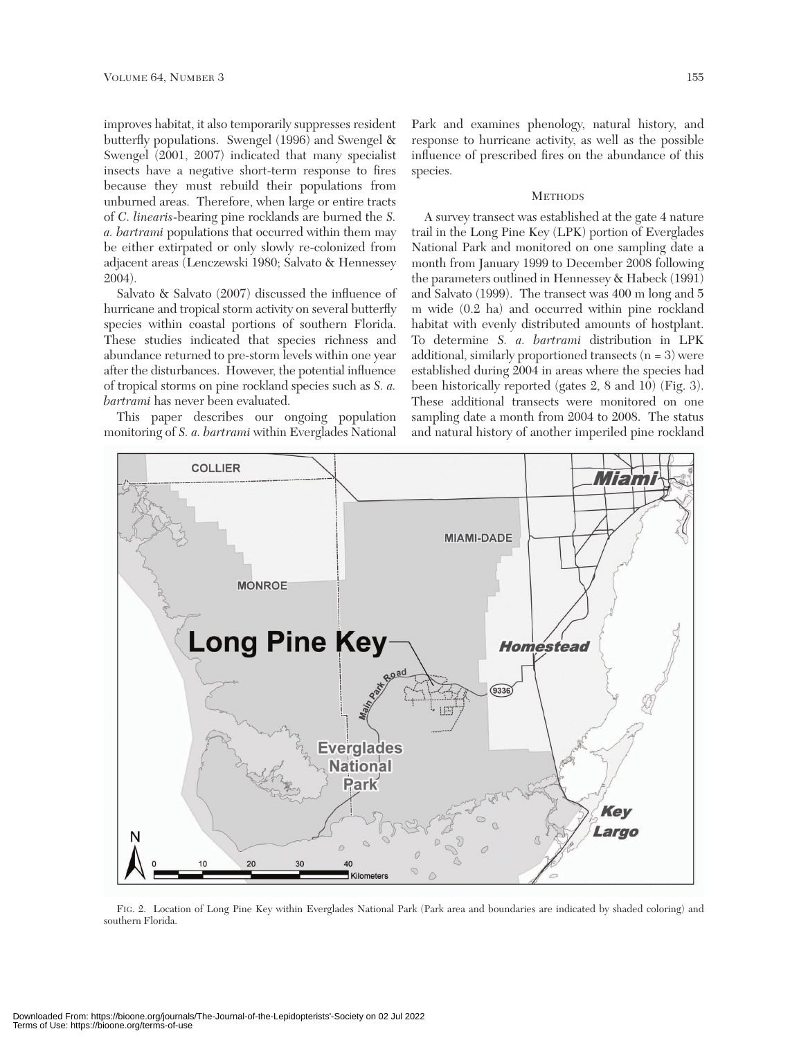improves habitat, it also temporarily suppresses resident butterfly populations. Swengel (1996) and Swengel & Swengel (2001, 2007) indicated that many specialist insects have a negative short-term response to fires because they must rebuild their populations from unburned areas. Therefore, when large or entire tracts of *C. linearis*-bearing pine rocklands are burned the *S. a. bartrami* populations that occurred within them may be either extirpated or only slowly re-colonized from adjacent areas (Lenczewski 1980; Salvato & Hennessey 2004).

Salvato & Salvato (2007) discussed the influence of hurricane and tropical storm activity on several butterfly species within coastal portions of southern Florida. These studies indicated that species richness and abundance returned to pre-storm levels within one year after the disturbances. However, the potential influence of tropical storms on pine rockland species such as *S. a. bartrami* has never been evaluated.

This paper describes our ongoing population monitoring of *S. a. bartrami* within Everglades National Park and examines phenology, natural history, and response to hurricane activity, as well as the possible influence of prescribed fires on the abundance of this species.

## Methods

A survey transect was established at the gate 4 nature trail in the Long Pine Key (LPK) portion of Everglades National Park and monitored on one sampling date a month from January 1999 to December 2008 following the parameters outlined in Hennessey & Habeck (1991) and Salvato (1999). The transect was 400 m long and 5 m wide (0.2 ha) and occurred within pine rockland habitat with evenly distributed amounts of hostplant. To determine *S. a. bartrami* distribution in LPK additional, similarly proportioned transects (n = 3) were established during 2004 in areas where the species had been historically reported (gates 2, 8 and 10) (Fig. 3). These additional transects were monitored on one sampling date a month from 2004 to 2008. The status and natural history of another imperiled pine rockland

FIG. 2. Location of Long Pine Key within Everglades National Park (Park area and boundaries are indicated by shaded coloring) and southern Florida.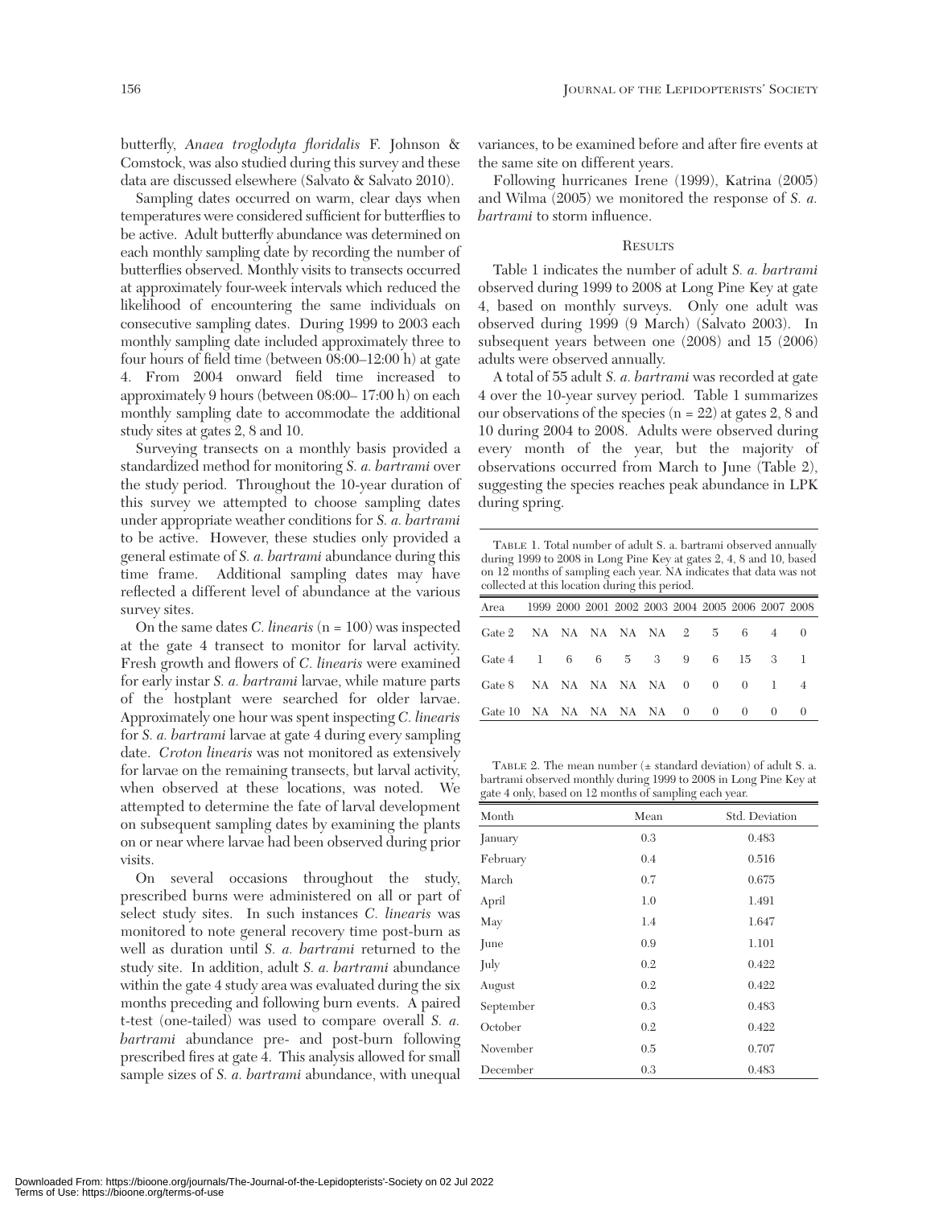butterfly, *Anaea troglodyta floridalis* F. Johnson & Comstock, was also studied during this survey and these data are discussed elsewhere (Salvato & Salvato 2010).

Sampling dates occurred on warm, clear days when temperatures were considered sufficient for butterflies to be active. Adult butterfly abundance was determined on each monthly sampling date by recording the number of butterflies observed. Monthly visits to transects occurred at approximately four-week intervals which reduced the likelihood of encountering the same individuals on consecutive sampling dates. During 1999 to 2003 each monthly sampling date included approximately three to four hours of field time (between 08:00–12:00 h) at gate 4. From 2004 onward field time increased to approximately 9 hours (between 08:00– 17:00 h) on each monthly sampling date to accommodate the additional study sites at gates 2, 8 and 10.

Surveying transects on a monthly basis provided a standardized method for monitoring *S. a. bartrami* over the study period. Throughout the 10-year duration of this survey we attempted to choose sampling dates under appropriate weather conditions for *S. a. bartrami* to be active. However, these studies only provided a general estimate of *S. a. bartrami* abundance during this time frame. Additional sampling dates may have reflected a different level of abundance at the various survey sites.

On the same dates *C. linearis* (n = 100) was inspected at the gate 4 transect to monitor for larval activity. Fresh growth and flowers of *C. linearis* were examined for early instar *S. a. bartrami* larvae, while mature parts of the hostplant were searched for older larvae. Approximately one hour was spent inspecting *C. linearis* for *S. a. bartrami* larvae at gate 4 during every sampling date. *Croton linearis* was not monitored as extensively for larvae on the remaining transects, but larval activity, when observed at these locations, was noted. We attempted to determine the fate of larval development on subsequent sampling dates by examining the plants on or near where larvae had been observed during prior visits.

On several occasions throughout the study, prescribed burns were administered on all or part of select study sites. In such instances *C. linearis* was monitored to note general recovery time post-burn as well as duration until *S. a. bartrami* returned to the study site. In addition, adult *S. a. bartrami* abundance within the gate 4 study area was evaluated during the six months preceding and following burn events. A paired t-test (one-tailed) was used to compare overall *S. a. bartrami* abundance pre- and post-burn following prescribed fires at gate 4. This analysis allowed for small sample sizes of *S. a. bartrami* abundance, with unequal variances, to be examined before and after fire events at the same site on different years.

Following hurricanes Irene (1999), Katrina (2005) and Wilma (2005) we monitored the response of *S. a. bartrami* to storm influence.

## Results

Table 1 indicates the number of adult *S. a. bartrami* observed during 1999 to 2008 at Long Pine Key at gate 4, based on monthly surveys. Only one adult was observed during 1999 (9 March) (Salvato 2003). In subsequent years between one (2008) and 15 (2006) adults were observed annually.

A total of 55 adult *S. a. bartrami* was recorded at gate 4 over the 10-year survey period. Table 1 summarizes our observations of the species (n = 22) at gates 2, 8 and 10 during 2004 to 2008. Adults were observed during every month of the year, but the majority of observations occurred from March to June (Table 2), suggesting the species reaches peak abundance in LPK during spring.

Table 1. Total number of adult S. a. bartrami observed annually during 1999 to 2008 in Long Pine Key at gates 2, 4, 8 and 10, based on 12 months of sampling each year. NA indicates that data was not collected at this location during this period.

| Area | 1999 | 2000 | 2001 | 2002 | 2003 | 2004 | 2005 | 2006 | 2007 | 2008 |
|---|---|---|---|---|---|---|---|---|---|---|
| Gate 2 | NA | NA | NA | NA | NA | 2 | 5 | 6 | 4 | 0 |
| Gate 4 | 1 | 6 | 6 | 5 | 3 | 9 | 6 | 15 | 3 | 1 |
| Gate 8 | NA | NA | NA | NA | NA | 0 | 0 | 0 | 1 | 4 |
| Gate 10 | NA | NA | NA | NA | NA | 0 | 0 | 0 | 0 | 0 |

Table 2. The mean number (± standard deviation) of adult S. a. bartrami observed monthly during 1999 to 2008 in Long Pine Key at gate 4 only, based on 12 months of sampling each year.

| Month | Mean | Std. Deviation |
|---|---|---|
| January | 0.3 | 0.483 |
| February | 0.4 | 0.516 |
| March | 0.7 | 0.675 |
| April | 1.0 | 1.491 |
| May | 1.4 | 1.647 |
| June | 0.9 | 1.101 |
| July | 0.2 | 0.422 |
| August | 0.2 | 0.422 |
| September | 0.3 | 0.483 |
| October | 0.2 | 0.422 |
| November | 0.5 | 0.707 |
| December | 0.3 | 0.483 |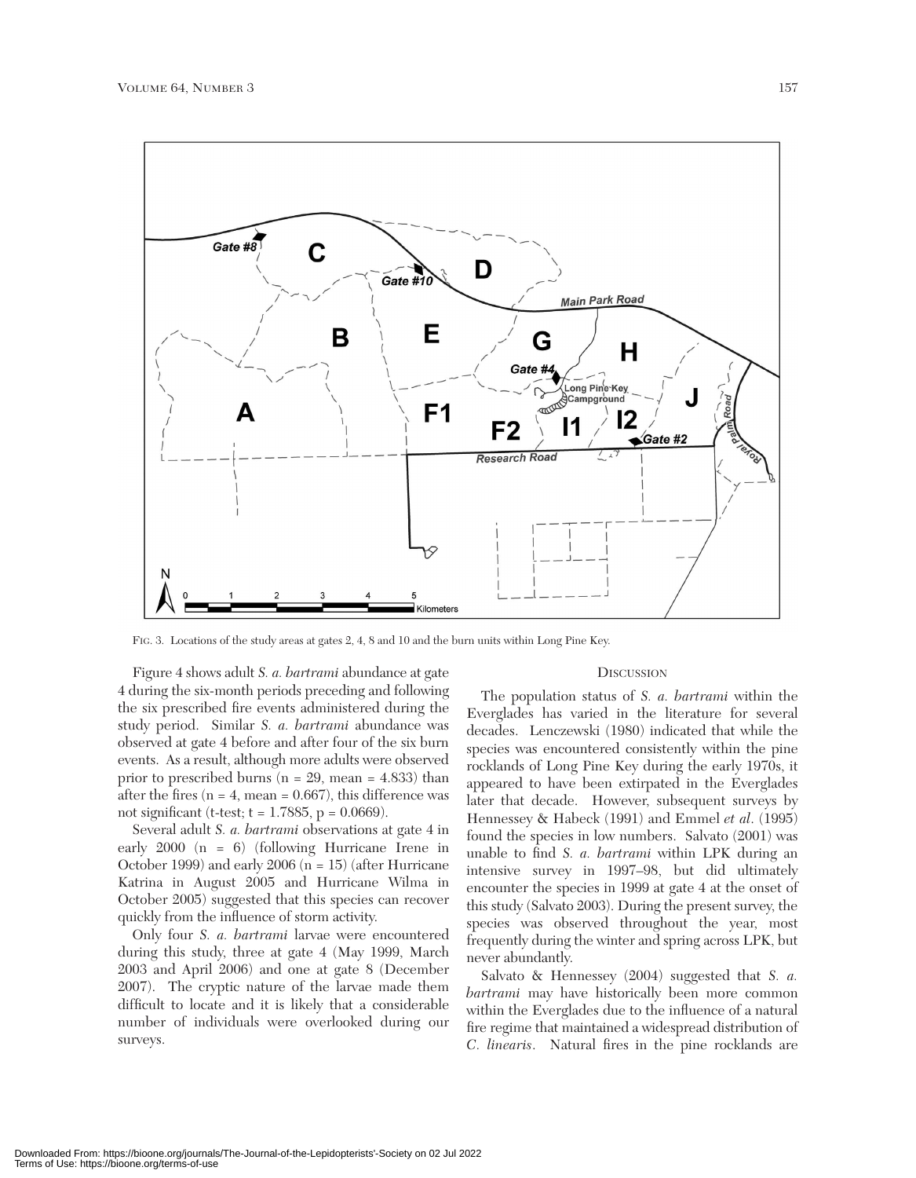FIG. 3. Locations of the study areas at gates 2, 4, 8 and 10 and the burn units within Long Pine Key.

Figure 4 shows adult *S. a. bartrami* abundance at gate 4 during the six-month periods preceding and following the six prescribed fire events administered during the study period. Similar *S. a. bartrami* abundance was observed at gate 4 before and after four of the six burn events. As a result, although more adults were observed prior to prescribed burns ($n = 29$, mean = 4.833) than after the fires ($n = 4$, mean = 0.667), this difference was not significant (t-test; $t = 1.7885$, $p = 0.0669$).

Several adult *S. a. bartrami* observations at gate 4 in early 2000 ($n = 6$) (following Hurricane Irene in October 1999) and early 2006 ($n = 15$) (after Hurricane Katrina in August 2005 and Hurricane Wilma in October 2005) suggested that this species can recover quickly from the influence of storm activity.

Only four *S. a. bartrami* larvae were encountered during this study, three at gate 4 (May 1999, March 2003 and April 2006) and one at gate 8 (December 2007). The cryptic nature of the larvae made them difficult to locate and it is likely that a considerable number of individuals were overlooked during our surveys.

## DISCUSSION

The population status of *S. a. bartrami* within the Everglades has varied in the literature for several decades. Lenczewski (1980) indicated that while the species was encountered consistently within the pine rocklands of Long Pine Key during the early 1970s, it appeared to have been extirpated in the Everglades later that decade. However, subsequent surveys by Hennessey & Habeck (1991) and Emmel *et al*. (1995) found the species in low numbers. Salvato (2001) was unable to find *S. a. bartrami* within LPK during an intensive survey in 1997–98, but did ultimately encounter the species in 1999 at gate 4 at the onset of this study (Salvato 2003). During the present survey, the species was observed throughout the year, most frequently during the winter and spring across LPK, but never abundantly.

Salvato & Hennessey (2004) suggested that *S. a. bartrami* may have historically been more common within the Everglades due to the influence of a natural fire regime that maintained a widespread distribution of *C. linearis*. Natural fires in the pine rocklands are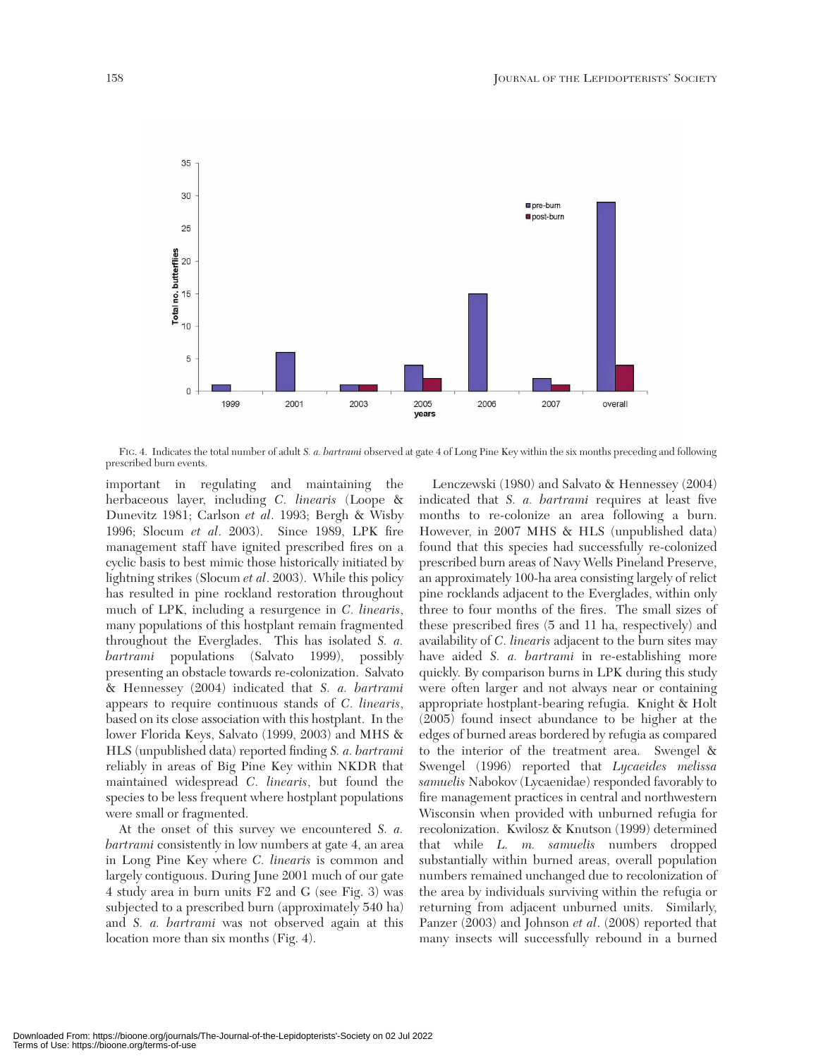FIG. 4. Indicates the total number of adult *S. a. bartrami* observed at gate 4 of Long Pine Key within the six months preceding and following prescribed burn events.

important in regulating and maintaining the herbaceous layer, including *C. linearis* (Loope & Dunevitz 1981; Carlson *et al*. 1993; Bergh & Wisby 1996; Slocum *et al*. 2003). Since 1989, LPK fire management staff have ignited prescribed fires on a cyclic basis to best mimic those historically initiated by lightning strikes (Slocum *et al*. 2003). While this policy has resulted in pine rockland restoration throughout much of LPK, including a resurgence in *C. linearis*, many populations of this hostplant remain fragmented throughout the Everglades. This has isolated *S. a. bartrami* populations (Salvato 1999), possibly presenting an obstacle towards re-colonization. Salvato & Hennessey (2004) indicated that *S. a. bartrami* appears to require continuous stands of *C. linearis*, based on its close association with this hostplant. In the lower Florida Keys, Salvato (1999, 2003) and MHS & HLS (unpublished data) reported finding *S. a. bartrami* reliably in areas of Big Pine Key within NKDR that maintained widespread *C. linearis*, but found the species to be less frequent where hostplant populations were small or fragmented.

At the onset of this survey we encountered *S. a. bartrami* consistently in low numbers at gate 4, an area in Long Pine Key where *C. linearis* is common and largely contiguous. During June 2001 much of our gate 4 study area in burn units F2 and G (see Fig. 3) was subjected to a prescribed burn (approximately 540 ha) and *S. a. bartrami* was not observed again at this location more than six months (Fig. 4).

Lenczewski (1980) and Salvato & Hennessey (2004) indicated that *S. a. bartrami* requires at least five months to re-colonize an area following a burn. However, in 2007 MHS & HLS (unpublished data) found that this species had successfully re-colonized prescribed burn areas of Navy Wells Pineland Preserve, an approximately 100-ha area consisting largely of relict pine rocklands adjacent to the Everglades, within only three to four months of the fires. The small sizes of these prescribed fires (5 and 11 ha, respectively) and availability of *C. linearis* adjacent to the burn sites may have aided *S. a. bartrami* in re-establishing more quickly. By comparison burns in LPK during this study were often larger and not always near or containing appropriate hostplant-bearing refugia. Knight & Holt (2005) found insect abundance to be higher at the edges of burned areas bordered by refugia as compared to the interior of the treatment area. Swengel & Swengel (1996) reported that *Lycaeides melissa samuelis* Nabokov (Lycaenidae) responded favorably to fire management practices in central and northwestern Wisconsin when provided with unburned refugia for recolonization. Kwilosz & Knutson (1999) determined that while *L. m. samuelis* numbers dropped substantially within burned areas, overall population numbers remained unchanged due to recolonization of the area by individuals surviving within the refugia or returning from adjacent unburned units. Similarly, Panzer (2003) and Johnson *et al*. (2008) reported that many insects will successfully rebound in a burned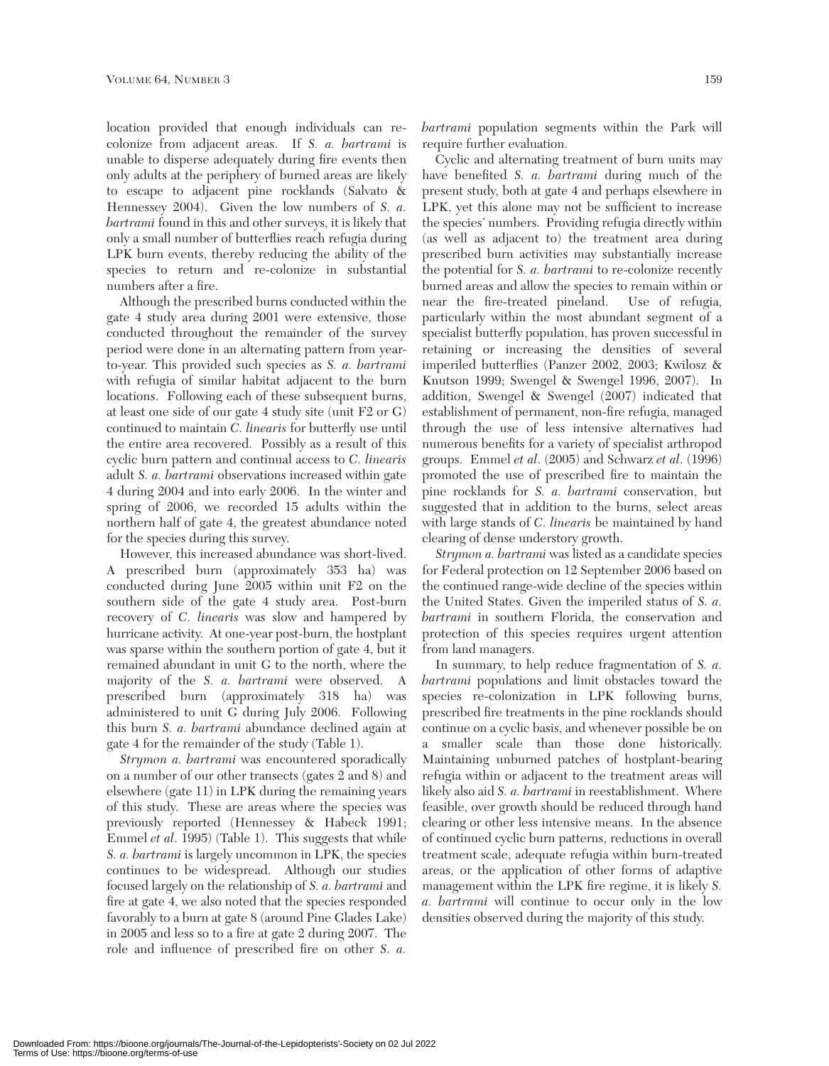location provided that enough individuals can re-colonize from adjacent areas. If *S. a. bartrami* is unable to disperse adequately during fire events then only adults at the periphery of burned areas are likely to escape to adjacent pine rocklands (Salvato & Hennessey 2004). Given the low numbers of *S. a. bartrami* found in this and other surveys, it is likely that only a small number of butterflies reach refugia during LPK burn events, thereby reducing the ability of the species to return and re-colonize in substantial numbers after a fire.

Although the prescribed burns conducted within the gate 4 study area during 2001 were extensive, those conducted throughout the remainder of the survey period were done in an alternating pattern from year-to-year. This provided such species as *S. a. bartrami* with refugia of similar habitat adjacent to the burn locations. Following each of these subsequent burns, at least one side of our gate 4 study site (unit F2 or G) continued to maintain *C. linearis* for butterfly use until the entire area recovered. Possibly as a result of this cyclic burn pattern and continual access to *C. linearis* adult *S. a. bartrami* observations increased within gate 4 during 2004 and into early 2006. In the winter and spring of 2006, we recorded 15 adults within the northern half of gate 4, the greatest abundance noted for the species during this survey.

However, this increased abundance was short-lived. A prescribed burn (approximately 353 ha) was conducted during June 2005 within unit F2 on the southern side of the gate 4 study area. Post-burn recovery of *C. linearis* was slow and hampered by hurricane activity. At one-year post-burn, the hostplant was sparse within the southern portion of gate 4, but it remained abundant in unit G to the north, where the majority of the *S. a. bartrami* were observed. A prescribed burn (approximately 318 ha) was administered to unit G during July 2006. Following this burn *S. a. bartrami* abundance declined again at gate 4 for the remainder of the study (Table 1).

*Strymon a. bartrami* was encountered sporadically on a number of our other transects (gates 2 and 8) and elsewhere (gate 11) in LPK during the remaining years of this study. These are areas where the species was previously reported (Hennessey & Habeck 1991; Emmel *et al*. 1995) (Table 1). This suggests that while *S. a. bartrami* is largely uncommon in LPK, the species continues to be widespread. Although our studies focused largely on the relationship of *S. a. bartrami* and fire at gate 4, we also noted that the species responded favorably to a burn at gate 8 (around Pine Glades Lake) in 2005 and less so to a fire at gate 2 during 2007. The role and influence of prescribed fire on other *S. a. bartrami* population segments within the Park will require further evaluation.

Cyclic and alternating treatment of burn units may have benefited *S. a. bartrami* during much of the present study, both at gate 4 and perhaps elsewhere in LPK, yet this alone may not be sufficient to increase the species' numbers. Providing refugia directly within (as well as adjacent to) the treatment area during prescribed burn activities may substantially increase the potential for *S. a. bartrami* to re-colonize recently burned areas and allow the species to remain within or near the fire-treated pineland. Use of refugia, particularly within the most abundant segment of a specialist butterfly population, has proven successful in retaining or increasing the densities of several imperiled butterflies (Panzer 2002, 2003; Kwilosz & Knutson 1999; Swengel & Swengel 1996, 2007). In addition, Swengel & Swengel (2007) indicated that establishment of permanent, non-fire refugia, managed through the use of less intensive alternatives had numerous benefits for a variety of specialist arthropod groups. Emmel *et al*. (2005) and Schwarz *et al*. (1996) promoted the use of prescribed fire to maintain the pine rocklands for *S. a. bartrami* conservation, but suggested that in addition to the burns, select areas with large stands of *C. linearis* be maintained by hand clearing of dense understory growth.

*Strymon a. bartrami* was listed as a candidate species for Federal protection on 12 September 2006 based on the continued range-wide decline of the species within the United States. Given the imperiled status of *S. a. bartrami* in southern Florida, the conservation and protection of this species requires urgent attention from land managers.

In summary, to help reduce fragmentation of *S. a. bartrami* populations and limit obstacles toward the species re-colonization in LPK following burns, prescribed fire treatments in the pine rocklands should continue on a cyclic basis, and whenever possible be on a smaller scale than those done historically. Maintaining unburned patches of hostplant-bearing refugia within or adjacent to the treatment areas will likely also aid *S. a. bartrami* in reestablishment. Where feasible, over growth should be reduced through hand clearing or other less intensive means. In the absence of continued cyclic burn patterns, reductions in overall treatment scale, adequate refugia within burn-treated areas, or the application of other forms of adaptive management within the LPK fire regime, it is likely *S. a. bartrami* will continue to occur only in the low densities observed during the majority of this study.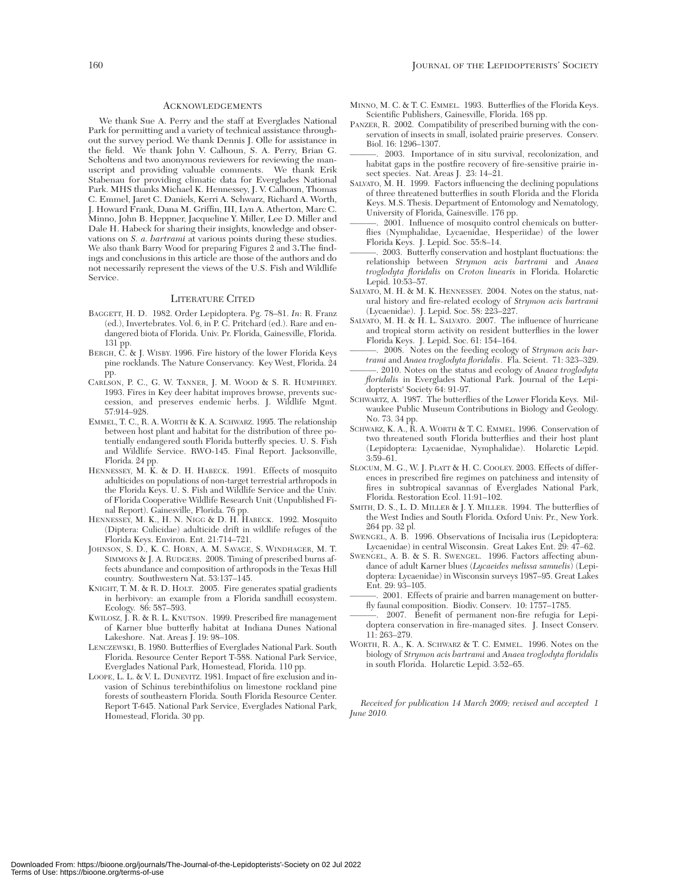## Acknowledgements

We thank Sue A. Perry and the staff at Everglades National Park for permitting and a variety of technical assistance throughout the survey period. We thank Dennis J. Olle for assistance in the field. We thank John V. Calhoun, S. A. Perry, Brian G. Scholtens and two anonymous reviewers for reviewing the manuscript and providing valuable comments. We thank Erik Stabenau for providing climatic data for Everglades National Park. MHS thanks Michael K. Hennessey, J. V. Calhoun, Thomas C. Emmel, Jaret C. Daniels, Kerri A. Schwarz, Richard A. Worth, J. Howard Frank, Dana M. Griffin, III, Lyn A. Atherton, Marc C. Minno, John B. Heppner, Jacqueline Y. Miller, Lee D. Miller and Dale H. Habeck for sharing their insights, knowledge and observations on *S. a. bartrami* at various points during these studies. We also thank Barry Wood for preparing Figures 2 and 3. The findings and conclusions in this article are those of the authors and do not necessarily represent the views of the U.S. Fish and Wildlife Service.

## Literature Cited

Baggett, H. D. 1982. Order Lepidoptera. Pg. 78–81. *In*: R. Franz (ed.), Invertebrates. Vol. 6, in P. C. Pritchard (ed.). Rare and endangered biota of Florida. Univ. Pr. Florida, Gainesville, Florida. 131 pp.

Bergh, C. & J. Wisby. 1996. Fire history of the lower Florida Keys pine rocklands. The Nature Conservancy. Key West, Florida. 24 pp.

Carlson, P. C., G. W. Tanner, J. M. Wood & S. R. Humphrey. 1993. Fires in Key deer habitat improves browse, prevents succession, and preserves endemic herbs. J. Wildlife Mgmt. 57:914–928.

Emmel, T. C., R. A. Worth & K. A. Schwarz. 1995. The relationship between host plant and habitat for the distribution of three potentially endangered south Florida butterfly species. U. S. Fish and Wildlife Service. RWO-145. Final Report. Jacksonville, Florida. 24 pp.

Hennessey, M. K. & D. H. Habeck. 1991. Effects of mosquito adulticides on populations of non-target terrestrial arthropods in the Florida Keys. U. S. Fish and Wildlife Service and the Univ. of Florida Cooperative Wildlife Research Unit (Unpublished Final Report). Gainesville, Florida. 76 pp.

Hennessey, M. K., H. N. Nigg & D. H. Habeck. 1992. Mosquito (Diptera: Culicidae) adulticide drift in wildlife refuges of the Florida Keys. Environ. Ent. 21:714–721.

Johnson, S. D., K. C. Horn, A. M. Savage, S. Windhager, M. T. Simmons & J. A. Rudgers. 2008. Timing of prescribed burns affects abundance and composition of arthropods in the Texas Hill country. Southwestern Nat. 53:137–145.

Knight, T. M. & R. D. Holt. 2005. Fire generates spatial gradients in herbivory: an example from a Florida sandhill ecosystem. Ecology. 86: 587–593.

Kwilosz, J. R. & R. L. Knutson. 1999. Prescribed fire management of Karner blue butterfly habitat at Indiana Dunes National Lakeshore. Nat. Areas J. 19: 98–108.

Lenczewski, B. 1980. Butterflies of Everglades National Park. South Florida. Resource Center Report T-588. National Park Service, Everglades National Park, Homestead, Florida. 110 pp.

Loope, L. L. & V. L. Dunevitz. 1981. Impact of fire exclusion and invasion of Schinus terebinthifolius on limestone rockland pine forests of southeastern Florida. South Florida Resource Center. Report T-645. National Park Service, Everglades National Park, Homestead, Florida. 30 pp.

Minno, M. C. & T. C. Emmel. 1993. Butterflies of the Florida Keys. Scientific Publishers, Gainesville, Florida. 168 pp.

Panzer, R. 2002. Compatibility of prescribed burning with the conservation of insects in small, isolated prairie preserves. Conserv. Biol. 16: 1296–1307.

———. 2003. Importance of in situ survival, recolonization, and habitat gaps in the postfire recovery of fire-sensitive prairie insect species. Nat. Areas J. 23: 14–21.

Salvato, M. H. 1999. Factors influencing the declining populations of three threatened butterflies in south Florida and the Florida Keys. M.S. Thesis. Department of Entomology and Nematology, University of Florida, Gainesville. 176 pp.

———. 2001. Influence of mosquito control chemicals on butterflies (Nymphalidae, Lycaenidae, Hesperiidae) of the lower Florida Keys. J. Lepid. Soc. 55:8–14.

———. 2003. Butterfly conservation and hostplant fluctuations: the relationship between *Strymon acis bartrami* and *Anaea troglodyta floridalis* on *Croton linearis* in Florida. Holarctic Lepid. 10:53–57.

Salvato, M. H. & M. K. Hennessey. 2004. Notes on the status, natural history and fire-related ecology of *Strymon acis bartrami* (Lycaenidae). J. Lepid. Soc. 58: 223–227.

Salvato, M. H. & H. L. Salvato. 2007. The influence of hurricane and tropical storm activity on resident butterflies in the lower Florida Keys. J. Lepid. Soc. 61: 154–164.

———. 2008. Notes on the feeding ecology of *Strymon acis bartrami* and *Anaea troglodyta floridalis*. Fla. Scient. 71: 323–329.

———. 2010. Notes on the status and ecology of *Anaea troglodyta floridalis* in Everglades National Park. Journal of the Lepidopterists' Society 64: 91-97.

Schwartz, A. 1987. The butterflies of the Lower Florida Keys. Milwaukee Public Museum Contributions in Biology and Geology. No. 73. 34 pp.

Schwarz, K. A., R. A. Worth & T. C. Emmel. 1996. Conservation of two threatened south Florida butterflies and their host plant (Lepidoptera: Lycaenidae, Nymphalidae). Holarctic Lepid. 3:59–61.

Slocum, M. G., W. J. Platt & H. C. Cooley. 2003. Effects of differences in prescribed fire regimes on patchiness and intensity of fires in subtropical savannas of Everglades National Park, Florida. Restoration Ecol. 11:91–102.

Smith, D. S., L. D. Miller & J. Y. Miller. 1994. The butterflies of the West Indies and South Florida. Oxford Univ. Pr., New York. 264 pp. 32 pl.

Swengel, A. B. 1996. Observations of Incisalia irus (Lepidoptera: Lycaenidae) in central Wisconsin. Great Lakes Ent. 29: 47–62.

Swengel, A. B. & S. R. Swengel. 1996. Factors affecting abundance of adult Karner blues (*Lycaeides melissa samuelis*) (Lepidoptera: Lycaenidae) in Wisconsin surveys 1987–95. Great Lakes Ent. 29: 93–105.

———. 2001. Effects of prairie and barren management on butterfly faunal composition. Biodiv. Conserv. 10: 1757–1785.

———. 2007. Benefit of permanent non-fire refugia for Lepidoptera conservation in fire-managed sites. J. Insect Conserv. 11: 263–279.

Worth, R. A., K. A. Schwarz & T. C. Emmel. 1996. Notes on the biology of *Strymon acis bartrami* and *Anaea troglodyta floridalis* in south Florida. Holarctic Lepid. 3:52–65.

*Received for publication 14 March 2009; revised and accepted 1 June 2010.*